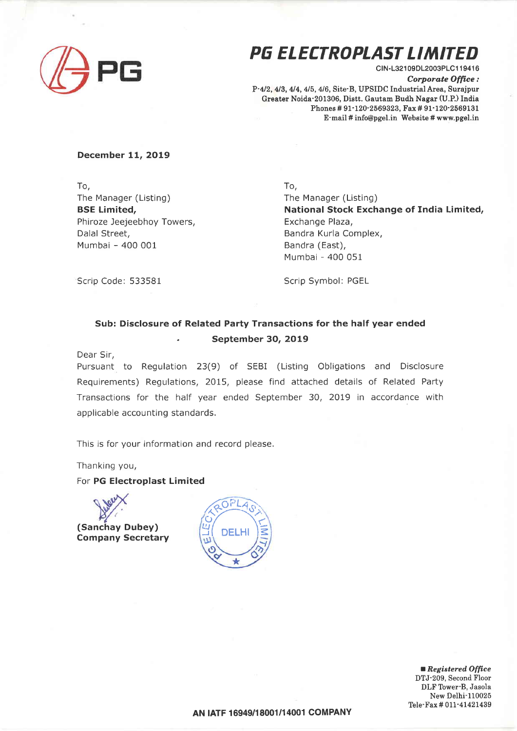# PG ELECTROPLAST LIMITED

CIN-L32109DL2003PLC119416

*Corporate Office :*

P-4/2, 4/3, 4/4, 4/5, 4/6, Site-B, UPSIDC Industrial Area, Surajpur
Greater Noida-201306, Distt. Gautam Budh Nagar (U.P.) India
Phones # 91-120-2569323, Fax # 91-120-2569131
E-mail # info@pgel.in Website # www.pgel.in

**December 11, 2019**

To,
The Manager (Listing)
**BSE Limited,**
Phiroze Jeejeebhoy Towers,
Dalal Street,
Mumbai - 400 001

Scrip Code: 533581

To,
The Manager (Listing)
**National Stock Exchange of India Limited,**
Exchange Plaza,
Bandra Kurla Complex,
Bandra (East),
Mumbai - 400 051

Scrip Symbol: PGEL

**Sub: Disclosure of Related Party Transactions for the half year ended September 30, 2019**

Dear Sir,

Pursuant to Regulation 23(9) of SEBI (Listing Obligations and Disclosure Requirements) Regulations, 2015, please find attached details of Related Party Transactions for the half year ended September 30, 2019 in accordance with applicable accounting standards.

This is for your information and record please.

Thanking you,

For **PG Electroplast Limited**

**(Sanchay Dubey)**
**Company Secretary**

*Registered Office*
DTJ-209, Second Floor
DLF Tower-B, Jasola
New Delhi-110025
Tele-Fax # 011-41421439

**AN IATF 16949/18001/14001 COMPANY**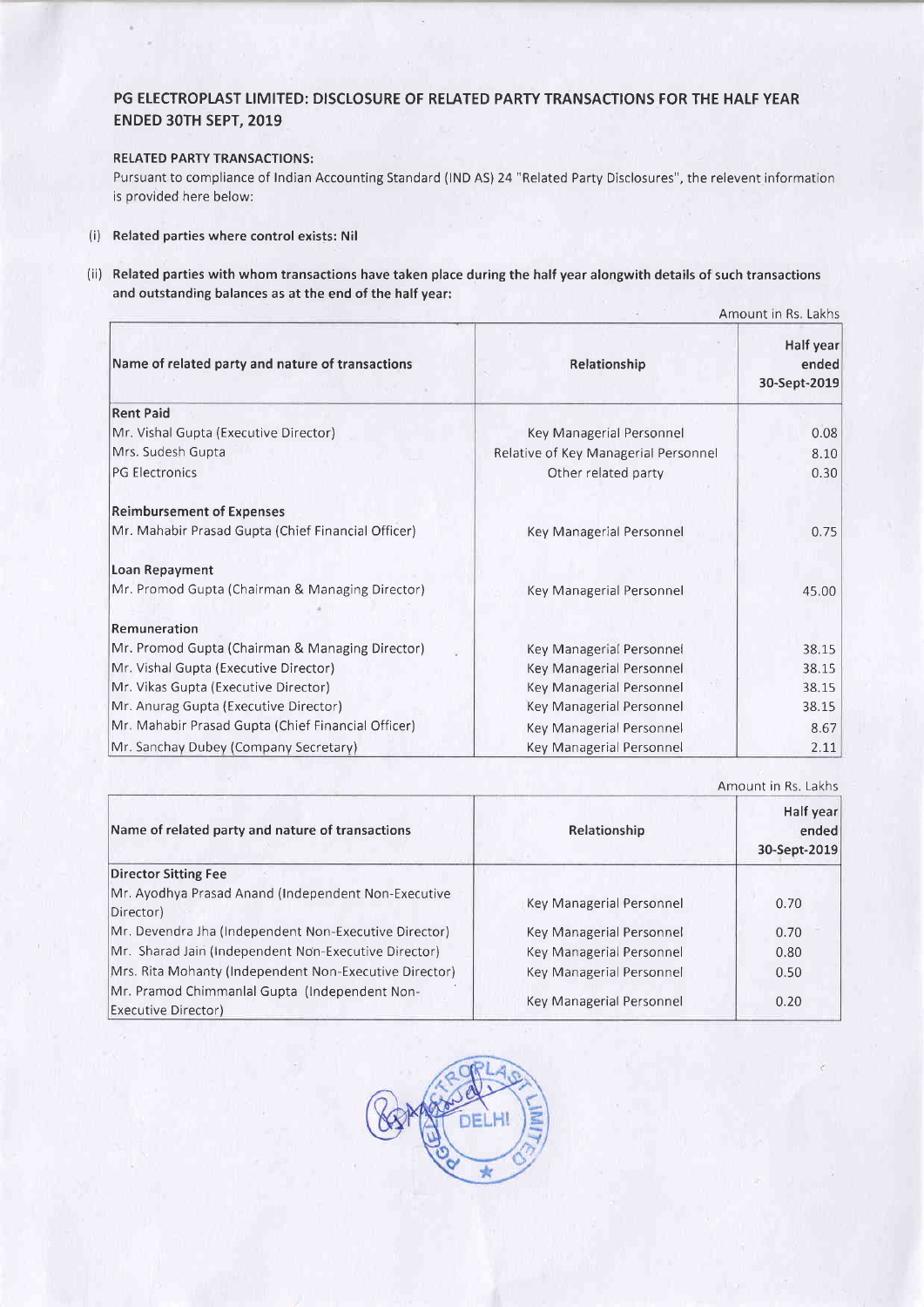## PG ELECTROPLAST LIMITED: DISCLOSURE OF RELATED PARTY TRANSACTIONS FOR THE HALF YEAR ENDED 30TH SEPT, 2019

**RELATED PARTY TRANSACTIONS:**

Pursuant to compliance of Indian Accounting Standard (IND AS) 24 "Related Party Disclosures", the relevent information is provided here below:

(i) **Related parties where control exists: Nil**

(ii) **Related parties with whom transactions have taken place during the half year alongwith details of such transactions and outstanding balances as at the end of the half year:**

Amount in Rs. Lakhs

| Name of related party and nature of transactions | Relationship | Half year ended 30-Sept-2019 |
|---|---|---|
| **Rent Paid** | | |
| Mr. Vishal Gupta (Executive Director) | Key Managerial Personnel | 0.08 |
| Mrs. Sudesh Gupta | Relative of Key Managerial Personnel | 8.10 |
| PG Electronics | Other related party | 0.30 |
| **Reimbursement of Expenses** | | |
| Mr. Mahabir Prasad Gupta (Chief Financial Officer) | Key Managerial Personnel | 0.75 |
| **Loan Repayment** | | |
| Mr. Promod Gupta (Chairman & Managing Director) | Key Managerial Personnel | 45.00 |
| **Remuneration** | | |
| Mr. Promod Gupta (Chairman & Managing Director) | Key Managerial Personnel | 38.15 |
| Mr. Vishal Gupta (Executive Director) | Key Managerial Personnel | 38.15 |
| Mr. Vikas Gupta (Executive Director) | Key Managerial Personnel | 38.15 |
| Mr. Anurag Gupta (Executive Director) | Key Managerial Personnel | 38.15 |
| Mr. Mahabir Prasad Gupta (Chief Financial Officer) | Key Managerial Personnel | 8.67 |
| Mr. Sanchay Dubey (Company Secretary) | Key Managerial Personnel | 2.11 |

Amount in Rs. Lakhs

| Name of related party and nature of transactions | Relationship | Half year ended 30-Sept-2019 |
|---|---|---|
| **Director Sitting Fee** | | |
| Mr. Ayodhya Prasad Anand (Independent Non-Executive Director) | Key Managerial Personnel | 0.70 |
| Mr. Devendra Jha (Independent Non-Executive Director) | Key Managerial Personnel | 0.70 |
| Mr. Sharad Jain (Independent Non-Executive Director) | Key Managerial Personnel | 0.80 |
| Mrs. Rita Mohanty (Independent Non-Executive Director) | Key Managerial Personnel | 0.50 |
| Mr. Pramod Chimmanlal Gupta (Independent Non-Executive Director) | Key Managerial Personnel | 0.20 |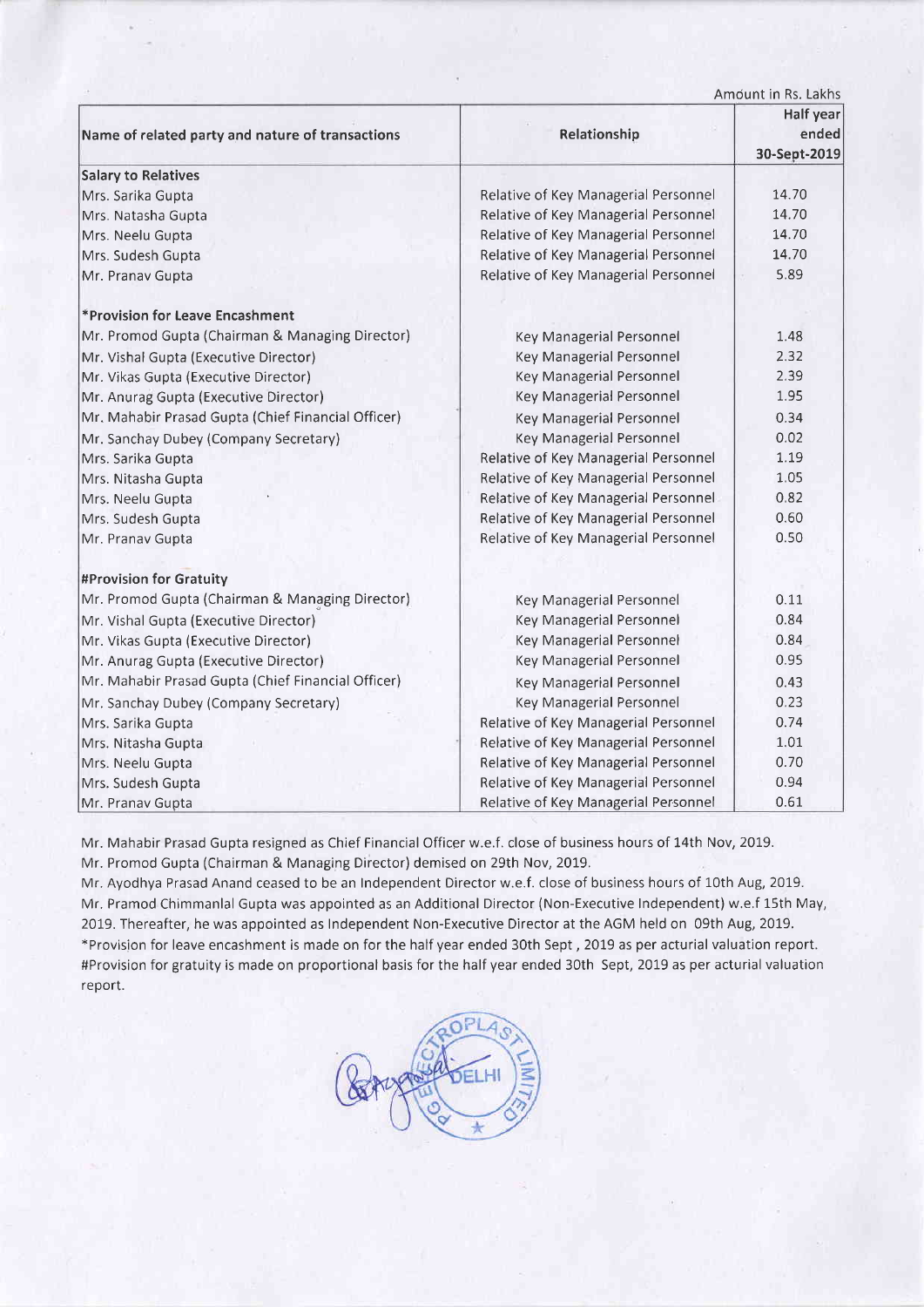Amount in Rs. Lakhs

| Name of related party and nature of transactions | Relationship | Half year ended 30-Sept-2019 |
|---|---|---|
| **Salary to Relatives** | | |
| Mrs. Sarika Gupta | Relative of Key Managerial Personnel | 14.70 |
| Mrs. Natasha Gupta | Relative of Key Managerial Personnel | 14.70 |
| Mrs. Neelu Gupta | Relative of Key Managerial Personnel | 14.70 |
| Mrs. Sudesh Gupta | Relative of Key Managerial Personnel | 14.70 |
| Mr. Pranav Gupta | Relative of Key Managerial Personnel | 5.89 |
| | | |
| ***Provision for Leave Encashment** | | |
| Mr. Promod Gupta (Chairman & Managing Director) | Key Managerial Personnel | 1.48 |
| Mr. Vishal Gupta (Executive Director) | Key Managerial Personnel | 2.32 |
| Mr. Vikas Gupta (Executive Director) | Key Managerial Personnel | 2.39 |
| Mr. Anurag Gupta (Executive Director) | Key Managerial Personnel | 1.95 |
| Mr. Mahabir Prasad Gupta (Chief Financial Officer) | Key Managerial Personnel | 0.34 |
| Mr. Sanchay Dubey (Company Secretary) | Key Managerial Personnel | 0.02 |
| Mrs. Sarika Gupta | Relative of Key Managerial Personnel | 1.19 |
| Mrs. Nitasha Gupta | Relative of Key Managerial Personnel | 1.05 |
| Mrs. Neelu Gupta | Relative of Key Managerial Personnel | 0.82 |
| Mrs. Sudesh Gupta | Relative of Key Managerial Personnel | 0.60 |
| Mr. Pranav Gupta | Relative of Key Managerial Personnel | 0.50 |
| | | |
| **#Provision for Gratuity** | | |
| Mr. Promod Gupta (Chairman & Managing Director) | Key Managerial Personnel | 0.11 |
| Mr. Vishal Gupta (Executive Director) | Key Managerial Personnel | 0.84 |
| Mr. Vikas Gupta (Executive Director) | Key Managerial Personnel | 0.84 |
| Mr. Anurag Gupta (Executive Director) | Key Managerial Personnel | 0.95 |
| Mr. Mahabir Prasad Gupta (Chief Financial Officer) | Key Managerial Personnel | 0.43 |
| Mr. Sanchay Dubey (Company Secretary) | Key Managerial Personnel | 0.23 |
| Mrs. Sarika Gupta | Relative of Key Managerial Personnel | 0.74 |
| Mrs. Nitasha Gupta | Relative of Key Managerial Personnel | 1.01 |
| Mrs. Neelu Gupta | Relative of Key Managerial Personnel | 0.70 |
| Mrs. Sudesh Gupta | Relative of Key Managerial Personnel | 0.94 |
| Mr. Pranav Gupta | Relative of Key Managerial Personnel | 0.61 |

Mr. Mahabir Prasad Gupta resigned as Chief Financial Officer w.e.f. close of business hours of 14th Nov, 2019.
Mr. Promod Gupta (Chairman & Managing Director) demised on 29th Nov, 2019.
Mr. Ayodhya Prasad Anand ceased to be an Independent Director w.e.f. close of business hours of 10th Aug, 2019.
Mr. Pramod Chimmanlal Gupta was appointed as an Additional Director (Non-Executive Independent) w.e.f 15th May, 2019. Thereafter, he was appointed as Independent Non-Executive Director at the AGM held on 09th Aug, 2019.
*Provision for leave encashment is made on for the half year ended 30th Sept , 2019 as per acturial valuation report.
#Provision for gratuity is made on proportional basis for the half year ended 30th Sept, 2019 as per acturial valuation report.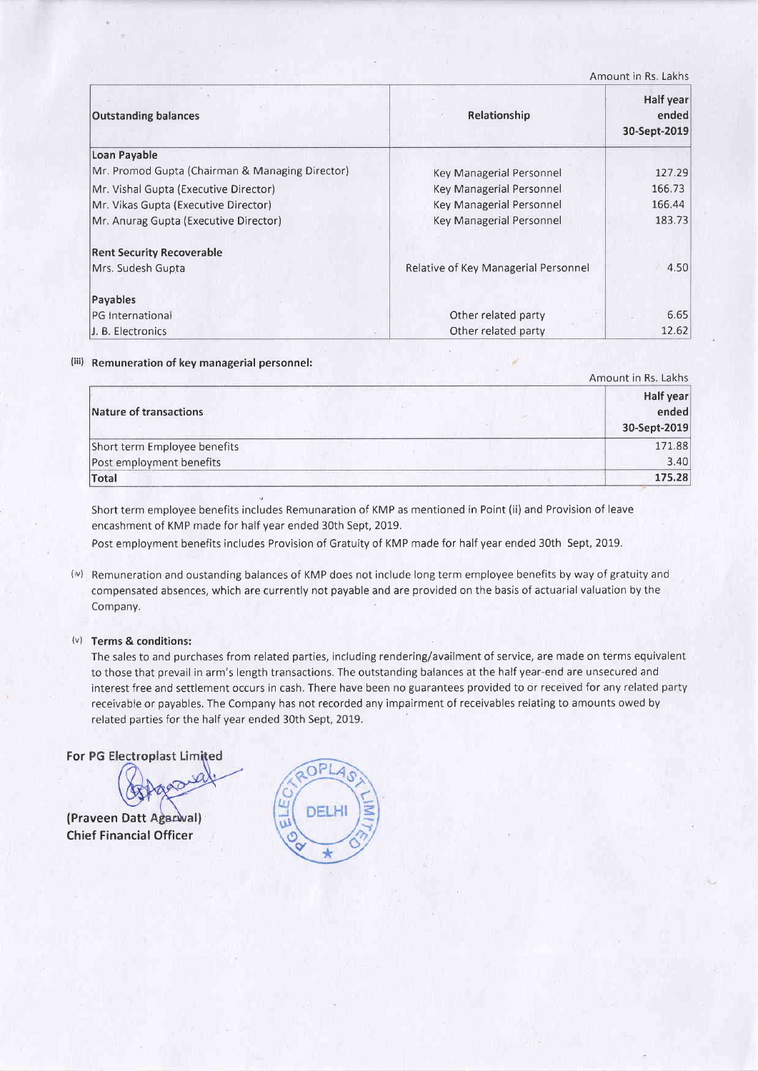Amount in Rs. Lakhs

| Outstanding balances | Relationship | Half year ended 30-Sept-2019 |
|---|---|---|
| **Loan Payable** | | |
| Mr. Promod Gupta (Chairman & Managing Director) | Key Managerial Personnel | 127.29 |
| Mr. Vishal Gupta (Executive Director) | Key Managerial Personnel | 166.73 |
| Mr. Vikas Gupta (Executive Director) | Key Managerial Personnel | 166.44 |
| Mr. Anurag Gupta (Executive Director) | Key Managerial Personnel | 183.73 |
| **Rent Security Recoverable** | | |
| Mrs. Sudesh Gupta | Relative of Key Managerial Personnel | 4.50 |
| **Payables** | | |
| PG International | Other related party | 6.65 |
| J. B. Electronics | Other related party | 12.62 |

(iii) **Remuneration of key managerial personnel:**

Amount in Rs. Lakhs

| Nature of transactions | Half year ended 30-Sept-2019 |
|---|---|
| Short term Employee benefits | 171.88 |
| Post employment benefits | 3.40 |
| **Total** | **175.28** |

Short term employee benefits includes Remunaration of KMP as mentioned in Point (ii) and Provision of leave encashment of KMP made for half year ended 30th Sept, 2019.

Post employment benefits includes Provision of Gratuity of KMP made for half year ended 30th Sept, 2019.

(iv) Remuneration and oustanding balances of KMP does not include long term employee benefits by way of gratuity and compensated absences, which are currently not payable and are provided on the basis of actuarial valuation by the Company.

(v) **Terms & conditions:**

The sales to and purchases from related parties, including rendering/availment of service, are made on terms equivalent to those that prevail in arm's length transactions. The outstanding balances at the half year-end are unsecured and interest free and settlement occurs in cash. There have been no guarantees provided to or received for any related party receivable or payables. The Company has not recorded any impairment of receivables relating to amounts owed by related parties for the half year ended 30th Sept, 2019.

**For PG Electroplast Limited**

**(Praveen Datt Agarwal)**
**Chief Financial Officer**